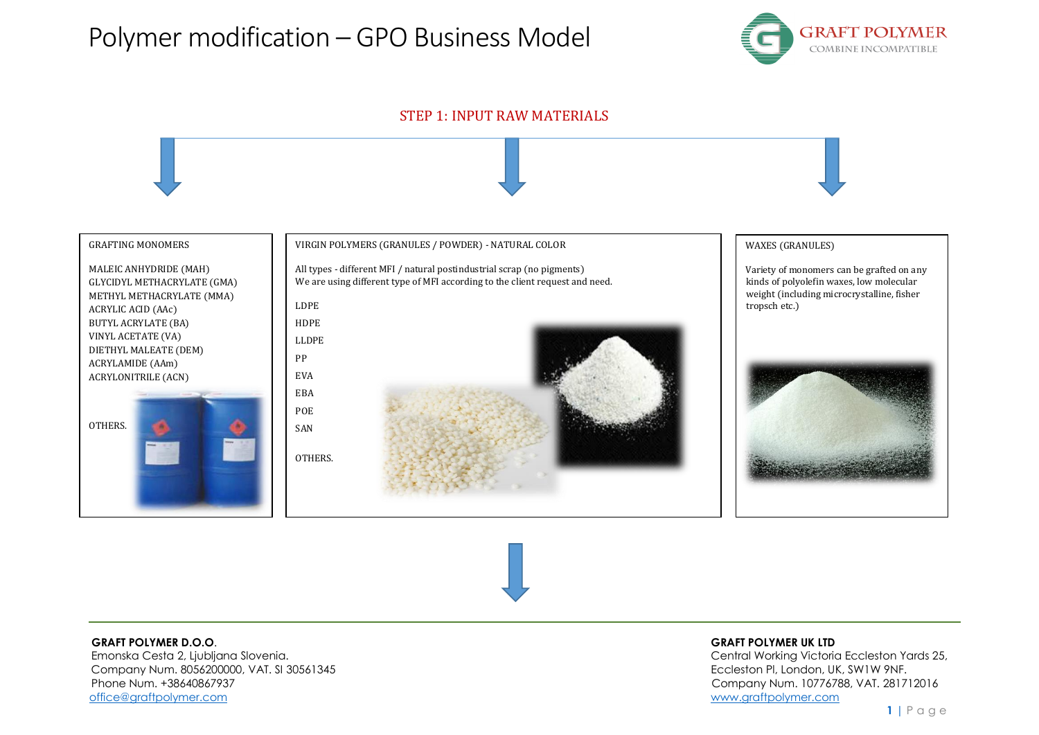# Polymer modification – GPO Business Model

## STEP 1: INPUT RAW MATERIALS

### GRAFTING MONOMERS

- MALEIC ANHYDRIDE (MAH)
- GLYCIDYL METHACRYLATE (GMA)
- METHYL METHACRYLATE (MMA)
- ACRYLIC ACID (AAc)
- BUTYL ACRYLATE (BA)
- VINYL ACETATE (VA)
- DIETHYL MALEATE (DEM)
- ACRYLAMIDE (AAm)
- ACRYLONITRILE (ACN)

OTHERS.

### VIRGIN POLYMERS (GRANULES / POWDER) - NATURAL COLOR

All types - different MFI / natural postindustrial scrap (no pigments)
We are using different type of MFI according to the client request and need.

- LDPE
- HDPE
- LLDPE
- PP
- EVA
- EBA
- POE
- SAN

OTHERS.

### WAXES (GRANULES)

Variety of monomers can be grafted on any kinds of polyolefin waxes, low molecular weight (including microcrystalline, fisher tropsch etc.)

---

**GRAFT POLYMER D.O.O.**
Emonska Cesta 2, Ljubljana Slovenia.
Company Num. 8056200000, VAT. SI 30561345
Phone Num. +38640867937
office@graftpolymer.com

**GRAFT POLYMER UK LTD**
Central Working Victoria Eccleston Yards 25, Eccleston Pl, London, UK, SW1W 9NF.
Company Num. 10776788, VAT. 281712016
www.graftpolymer.com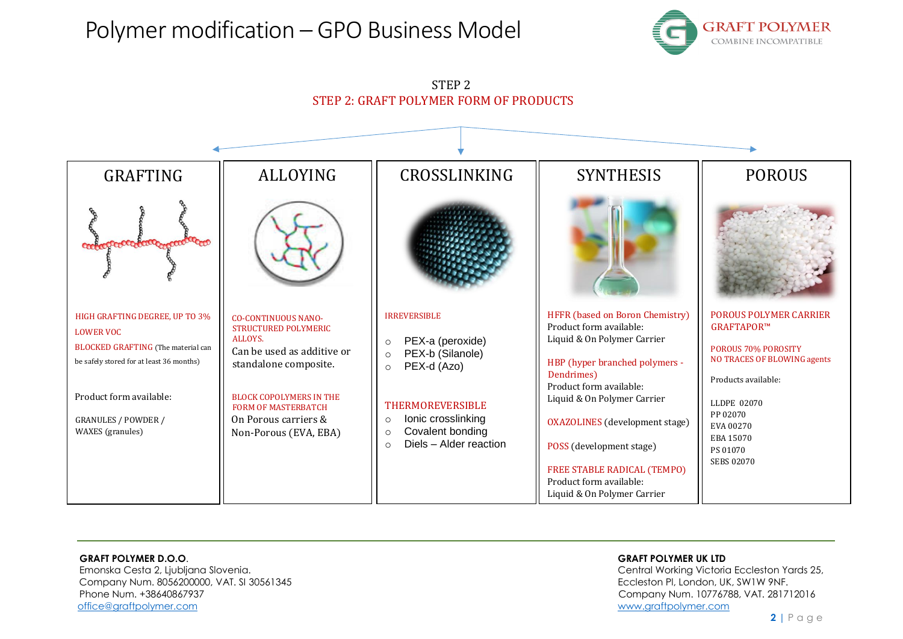# Polymer modification – GPO Business Model

GRAFT POLYMER
COMBINE INCOMPATIBLE

STEP 2
STEP 2: GRAFT POLYMER FORM OF PRODUCTS

## GRAFTING

HIGH GRAFTING DEGREE, UP TO 3%

LOWER VOC

BLOCKED GRAFTING (The material can be safely stored for at least 36 months)

Product form available:

GRANULES / POWDER / WAXES (granules)

## ALLOYING

CO-CONTINUOUS NANO-STRUCTURED POLYMERIC ALLOYS.

Can be used as additive or standalone composite.

BLOCK COPOLYMERS IN THE FORM OF MASTERBATCH

On Porous carriers & Non-Porous (EVA, EBA)

## CROSSLINKING

IRREVERSIBLE

- PEX-a (peroxide)
- PEX-b (Silanole)
- PEX-d (Azo)

THERMOREVERSIBLE

- Ionic crosslinking
- Covalent bonding
- Diels – Alder reaction

## SYNTHESIS

HFFR (based on Boron Chemistry)
Product form available:
Liquid & On Polymer Carrier

HBP (hyper branched polymers - Dendrimes)
Product form available:
Liquid & On Polymer Carrier

OXAZOLINES (development stage)

POSS (development stage)

FREE STABLE RADICAL (TEMPO)
Product form available:
Liquid & On Polymer Carrier

## POROUS

POROUS POLYMER CARRIER GRAFTAPOR™

POROUS 70% POROSITY
NO TRACES OF BLOWING agents

Products available:

LLDPE 02070
PP 02070
EVA 00270
EBA 15070
PS 01070
SEBS 02070

---

**GRAFT POLYMER D.O.O.**
Emonska Cesta 2, Ljubljana Slovenia.
Company Num. 8056200000, VAT. SI 30561345
Phone Num. +38640867937
office@graftpolymer.com

**GRAFT POLYMER UK LTD**
Central Working Victoria Eccleston Yards 25,
Eccleston Pl, London, UK, SW1W 9NF.
Company Num. 10776788, VAT. 281712016
www.graftpolymer.com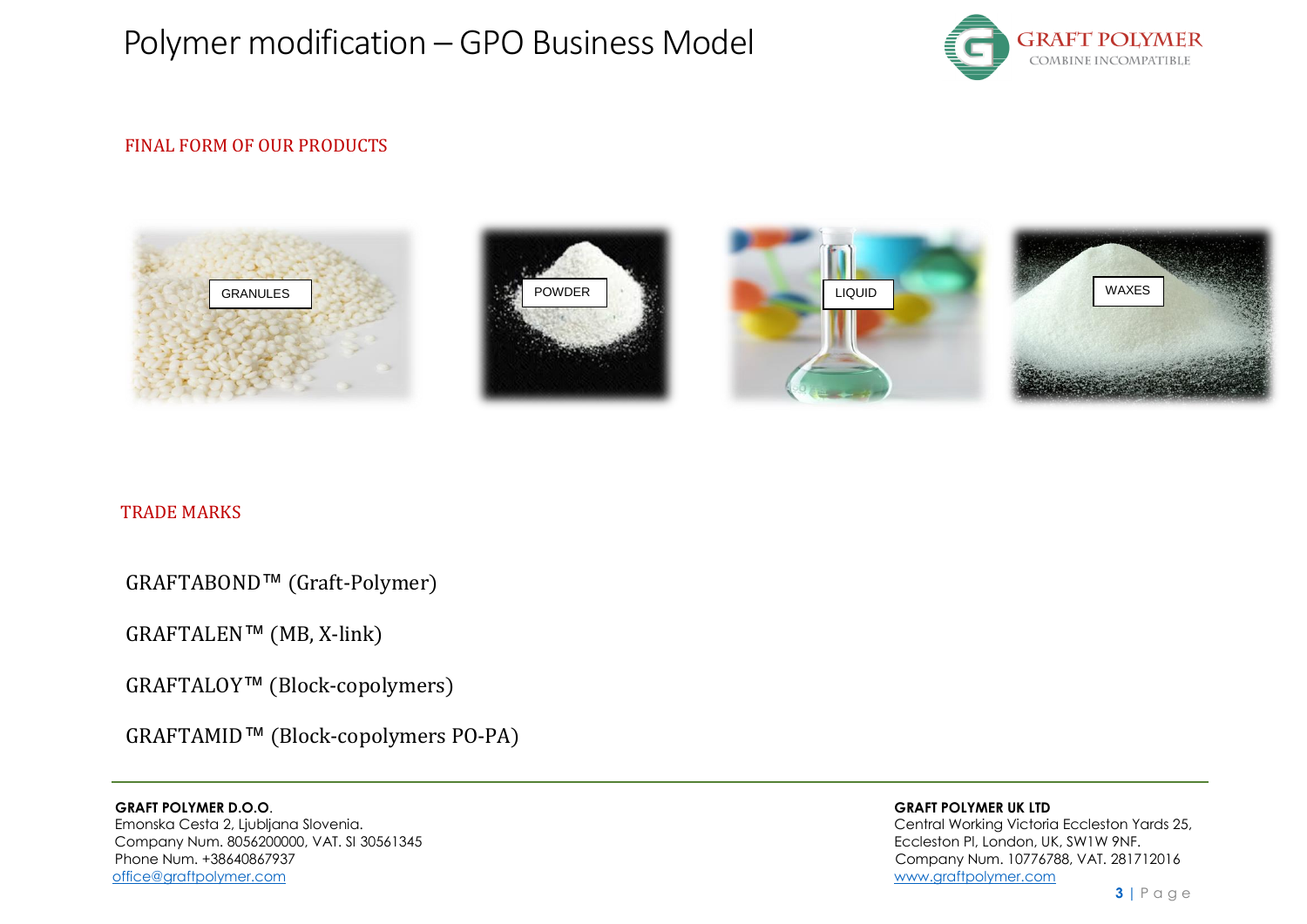# Polymer modification – GPO Business Model

GRAFT POLYMER
COMBINE INCOMPATIBLE

## FINAL FORM OF OUR PRODUCTS

GRANULES

POWDER

LIQUID

WAXES

## TRADE MARKS

GRAFTABOND™ (Graft-Polymer)

GRAFTALEN™ (MB, X-link)

GRAFTALOY™ (Block-copolymers)

GRAFTAMID™ (Block-copolymers PO-PA)

**GRAFT POLYMER D.O.O.**
Emonska Cesta 2, Ljubljana Slovenia.
Company Num. 8056200000, VAT. SI 30561345
Phone Num. +38640867937
office@graftpolymer.com

**GRAFT POLYMER UK LTD**
Central Working Victoria Eccleston Yards 25,
Eccleston Pl, London, UK, SW1W 9NF.
Company Num. 10776788, VAT. 281712016
www.graftpolymer.com